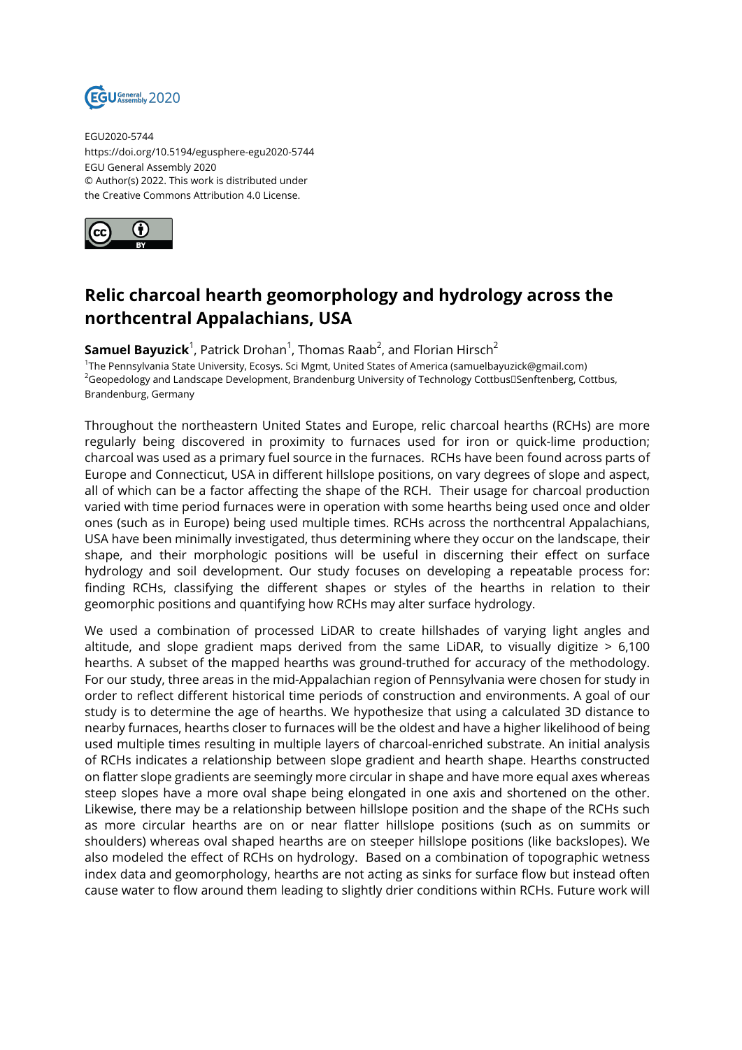EGU2020-5744
https://doi.org/10.5194/egusphere-egu2020-5744
EGU General Assembly 2020
© Author(s) 2022. This work is distributed under
the Creative Commons Attribution 4.0 License.

# Relic charcoal hearth geomorphology and hydrology across the northcentral Appalachians, USA

**Samuel Bayuzick**[1], Patrick Drohan[1], Thomas Raab[2], and Florian Hirsch[2]

[1]The Pennsylvania State University, Ecosys. Sci Mgmt, United States of America (samuelbayuzick@gmail.com)
[2]Geopedology and Landscape Development, Brandenburg University of Technology Cottbus Senftenberg, Cottbus, Brandenburg, Germany

Throughout the northeastern United States and Europe, relic charcoal hearths (RCHs) are more regularly being discovered in proximity to furnaces used for iron or quick-lime production; charcoal was used as a primary fuel source in the furnaces. RCHs have been found across parts of Europe and Connecticut, USA in different hillslope positions, on vary degrees of slope and aspect, all of which can be a factor affecting the shape of the RCH. Their usage for charcoal production varied with time period furnaces were in operation with some hearths being used once and older ones (such as in Europe) being used multiple times. RCHs across the northcentral Appalachians, USA have been minimally investigated, thus determining where they occur on the landscape, their shape, and their morphologic positions will be useful in discerning their effect on surface hydrology and soil development. Our study focuses on developing a repeatable process for: finding RCHs, classifying the different shapes or styles of the hearths in relation to their geomorphic positions and quantifying how RCHs may alter surface hydrology.

We used a combination of processed LiDAR to create hillshades of varying light angles and altitude, and slope gradient maps derived from the same LiDAR, to visually digitize > 6,100 hearths. A subset of the mapped hearths was ground-truthed for accuracy of the methodology. For our study, three areas in the mid-Appalachian region of Pennsylvania were chosen for study in order to reflect different historical time periods of construction and environments. A goal of our study is to determine the age of hearths. We hypothesize that using a calculated 3D distance to nearby furnaces, hearths closer to furnaces will be the oldest and have a higher likelihood of being used multiple times resulting in multiple layers of charcoal-enriched substrate. An initial analysis of RCHs indicates a relationship between slope gradient and hearth shape. Hearths constructed on flatter slope gradients are seemingly more circular in shape and have more equal axes whereas steep slopes have a more oval shape being elongated in one axis and shortened on the other. Likewise, there may be a relationship between hillslope position and the shape of the RCHs such as more circular hearths are on or near flatter hillslope positions (such as on summits or shoulders) whereas oval shaped hearths are on steeper hillslope positions (like backslopes). We also modeled the effect of RCHs on hydrology. Based on a combination of topographic wetness index data and geomorphology, hearths are not acting as sinks for surface flow but instead often cause water to flow around them leading to slightly drier conditions within RCHs. Future work will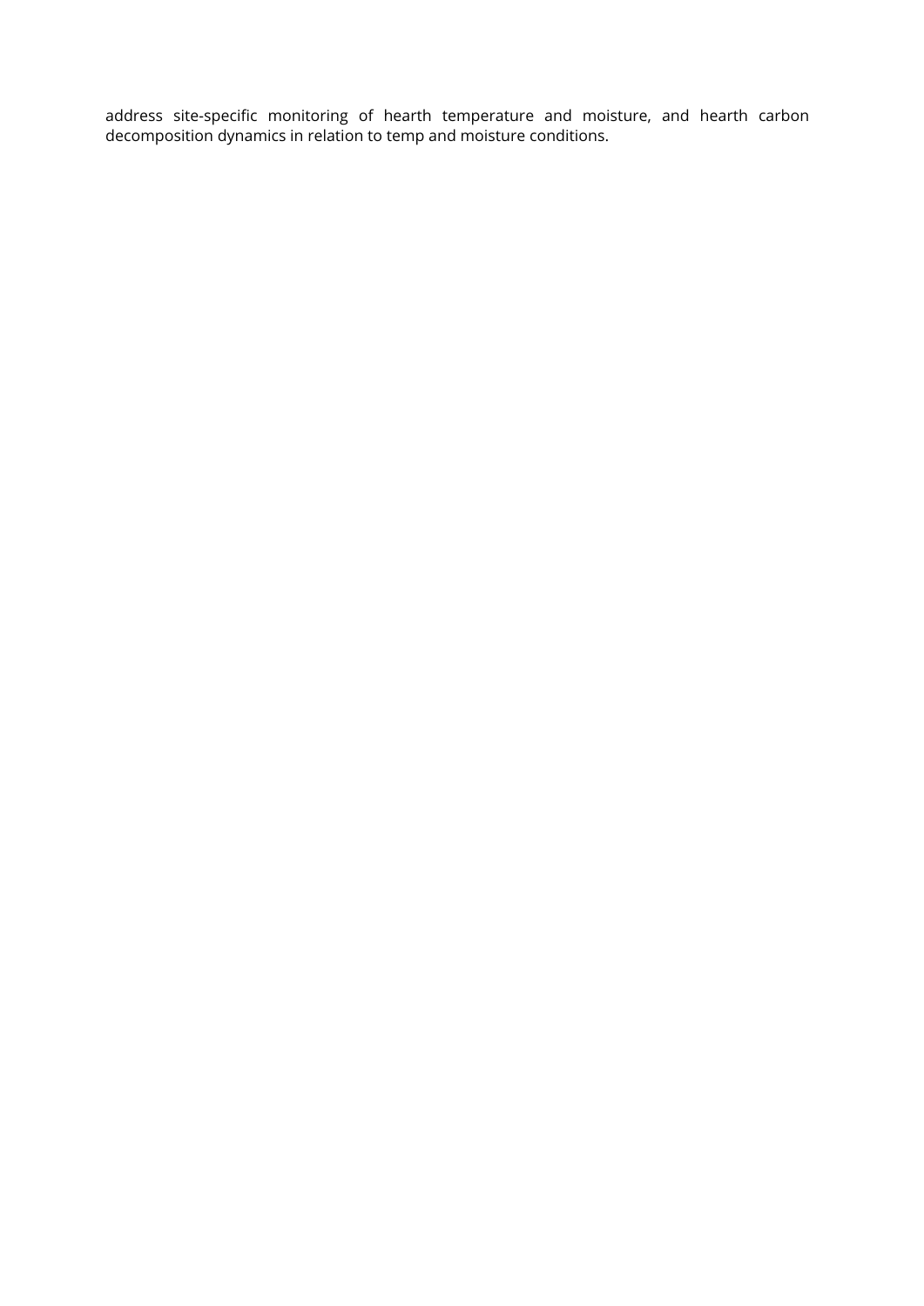address site-specific monitoring of hearth temperature and moisture, and hearth carbon decomposition dynamics in relation to temp and moisture conditions.